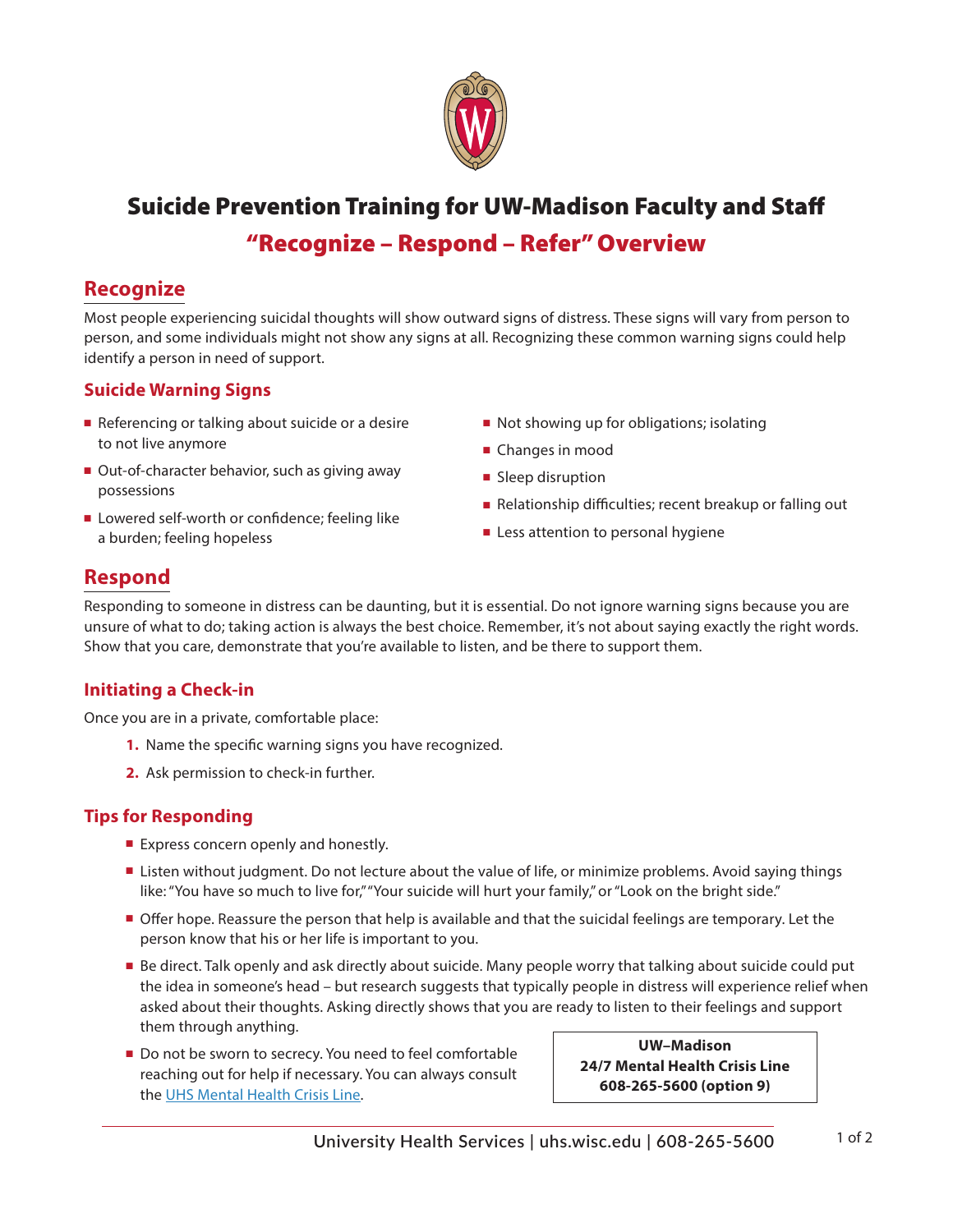# Suicide Prevention Training for UW-Madison Faculty and Staff

## "Recognize – Respond – Refer" Overview

## Recognize

Most people experiencing suicidal thoughts will show outward signs of distress. These signs will vary from person to person, and some individuals might not show any signs at all. Recognizing these common warning signs could help identify a person in need of support.

### Suicide Warning Signs

- Referencing or talking about suicide or a desire to not live anymore
- Out-of-character behavior, such as giving away possessions
- Lowered self-worth or confidence; feeling like a burden; feeling hopeless
- Not showing up for obligations; isolating
- Changes in mood
- Sleep disruption
- Relationship difficulties; recent breakup or falling out
- Less attention to personal hygiene

## Respond

Responding to someone in distress can be daunting, but it is essential. Do not ignore warning signs because you are unsure of what to do; taking action is always the best choice. Remember, it's not about saying exactly the right words. Show that you care, demonstrate that you're available to listen, and be there to support them.

### Initiating a Check-in

Once you are in a private, comfortable place:

1. Name the specific warning signs you have recognized.
2. Ask permission to check-in further.

### Tips for Responding

- Express concern openly and honestly.
- Listen without judgment. Do not lecture about the value of life, or minimize problems. Avoid saying things like: "You have so much to live for," "Your suicide will hurt your family," or "Look on the bright side."
- Offer hope. Reassure the person that help is available and that the suicidal feelings are temporary. Let the person know that his or her life is important to you.
- Be direct. Talk openly and ask directly about suicide. Many people worry that talking about suicide could put the idea in someone's head – but research suggests that typically people in distress will experience relief when asked about their thoughts. Asking directly shows that you are ready to listen to their feelings and support them through anything.
- Do not be sworn to secrecy. You need to feel comfortable reaching out for help if necessary. You can always consult the UHS Mental Health Crisis Line.

**UW–Madison**
**24/7 Mental Health Crisis Line**
**608-265-5600 (option 9)**

University Health Services | uhs.wisc.edu | 608-265-5600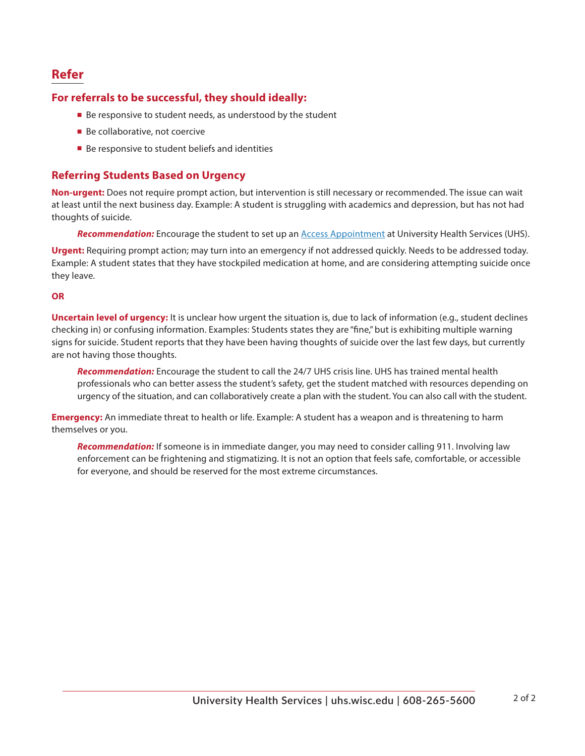## Refer

### For referrals to be successful, they should ideally:

- Be responsive to student needs, as understood by the student
- Be collaborative, not coercive
- Be responsive to student beliefs and identities

### Referring Students Based on Urgency

**Non-urgent:** Does not require prompt action, but intervention is still necessary or recommended. The issue can wait at least until the next business day. Example: A student is struggling with academics and depression, but has not had thoughts of suicide.

> ***Recommendation:*** Encourage the student to set up an Access Appointment at University Health Services (UHS).

**Urgent:** Requiring prompt action; may turn into an emergency if not addressed quickly. Needs to be addressed today. Example: A student states that they have stockpiled medication at home, and are considering attempting suicide once they leave.

**OR**

**Uncertain level of urgency:** It is unclear how urgent the situation is, due to lack of information (e.g., student declines checking in) or confusing information. Examples: Students states they are "fine," but is exhibiting multiple warning signs for suicide. Student reports that they have been having thoughts of suicide over the last few days, but currently are not having those thoughts.

> ***Recommendation:*** Encourage the student to call the 24/7 UHS crisis line. UHS has trained mental health professionals who can better assess the student's safety, get the student matched with resources depending on urgency of the situation, and can collaboratively create a plan with the student. You can also call with the student.

**Emergency:** An immediate threat to health or life. Example: A student has a weapon and is threatening to harm themselves or you.

> ***Recommendation:*** If someone is in immediate danger, you may need to consider calling 911. Involving law enforcement can be frightening and stigmatizing. It is not an option that feels safe, comfortable, or accessible for everyone, and should be reserved for the most extreme circumstances.

University Health Services | uhs.wisc.edu | 608-265-5600